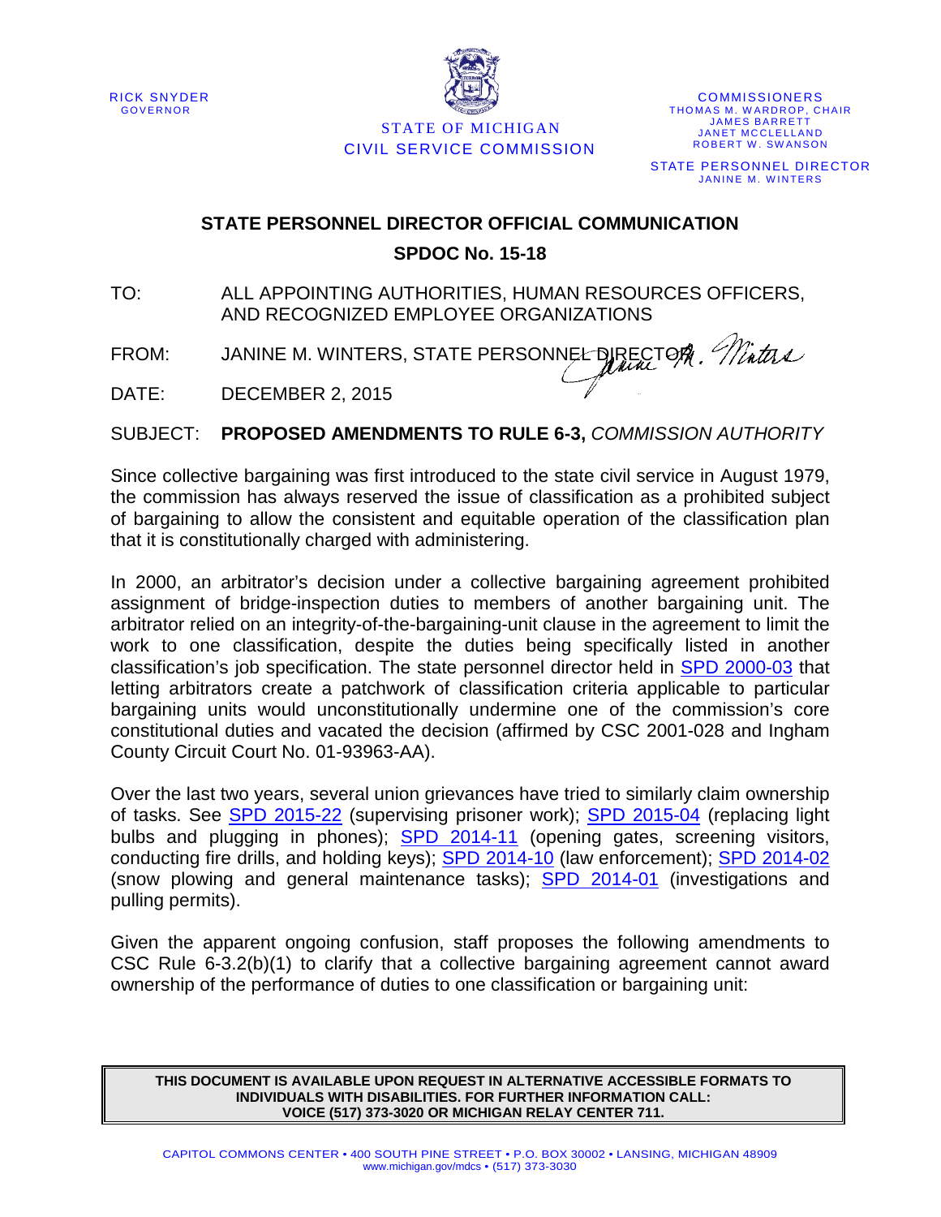RICK SNYDER
GOVERNOR

STATE OF MICHIGAN
CIVIL SERVICE COMMISSION

COMMISSIONERS
THOMAS M. WARDROP, CHAIR
JAMES BARRETT
JANET MCCLELLAND
ROBERT W. SWANSON

STATE PERSONNEL DIRECTOR
JANINE M. WINTERS

## STATE PERSONNEL DIRECTOR OFFICIAL COMMUNICATION

## SPDOC No. 15-18

TO: ALL APPOINTING AUTHORITIES, HUMAN RESOURCES OFFICERS, AND RECOGNIZED EMPLOYEE ORGANIZATIONS

FROM: JANINE M. WINTERS, STATE PERSONNEL DIRECTOR

DATE: DECEMBER 2, 2015

SUBJECT: **PROPOSED AMENDMENTS TO RULE 6-3,** *COMMISSION AUTHORITY*

Since collective bargaining was first introduced to the state civil service in August 1979, the commission has always reserved the issue of classification as a prohibited subject of bargaining to allow the consistent and equitable operation of the classification plan that it is constitutionally charged with administering.

In 2000, an arbitrator's decision under a collective bargaining agreement prohibited assignment of bridge-inspection duties to members of another bargaining unit. The arbitrator relied on an integrity-of-the-bargaining-unit clause in the agreement to limit the work to one classification, despite the duties being specifically listed in another classification's job specification. The state personnel director held in SPD 2000-03 that letting arbitrators create a patchwork of classification criteria applicable to particular bargaining units would unconstitutionally undermine one of the commission's core constitutional duties and vacated the decision (affirmed by CSC 2001-028 and Ingham County Circuit Court No. 01-93963-AA).

Over the last two years, several union grievances have tried to similarly claim ownership of tasks. See SPD 2015-22 (supervising prisoner work); SPD 2015-04 (replacing light bulbs and plugging in phones); SPD 2014-11 (opening gates, screening visitors, conducting fire drills, and holding keys); SPD 2014-10 (law enforcement); SPD 2014-02 (snow plowing and general maintenance tasks); SPD 2014-01 (investigations and pulling permits).

Given the apparent ongoing confusion, staff proposes the following amendments to CSC Rule 6-3.2(b)(1) to clarify that a collective bargaining agreement cannot award ownership of the performance of duties to one classification or bargaining unit:

**THIS DOCUMENT IS AVAILABLE UPON REQUEST IN ALTERNATIVE ACCESSIBLE FORMATS TO INDIVIDUALS WITH DISABILITIES. FOR FURTHER INFORMATION CALL: VOICE (517) 373-3020 OR MICHIGAN RELAY CENTER 711.**

CAPITOL COMMONS CENTER • 400 SOUTH PINE STREET • P.O. BOX 30002 • LANSING, MICHIGAN 48909
www.michigan.gov/mdcs • (517) 373-3030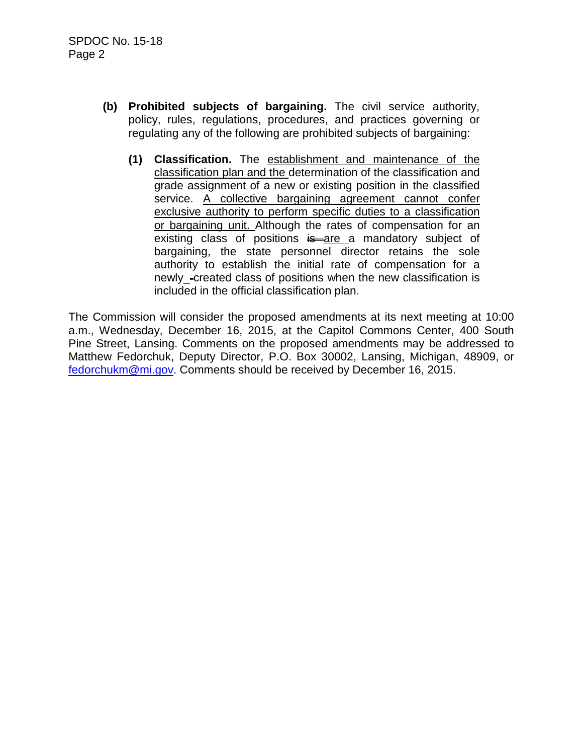- **(b) Prohibited subjects of bargaining.** The civil service authority, policy, rules, regulations, procedures, and practices governing or regulating any of the following are prohibited subjects of bargaining:

  - **(1) Classification.** The <u>establishment and maintenance of the classification plan and the</u> determination of the classification and grade assignment of a new or existing position in the classified service. <u>A collective bargaining agreement cannot confer exclusive authority to perform specific duties to a classification or bargaining unit.</u> Although the rates of compensation for an existing class of positions ~~is~~ <u>are</u> a mandatory subject of bargaining, the state personnel director retains the sole authority to establish the initial rate of compensation for a newly<u> </u>~~-~~created class of positions when the new classification is included in the official classification plan.

The Commission will consider the proposed amendments at its next meeting at 10:00 a.m., Wednesday, December 16, 2015, at the Capitol Commons Center, 400 South Pine Street, Lansing. Comments on the proposed amendments may be addressed to Matthew Fedorchuk, Deputy Director, P.O. Box 30002, Lansing, Michigan, 48909, or fedorchukm@mi.gov. Comments should be received by December 16, 2015.